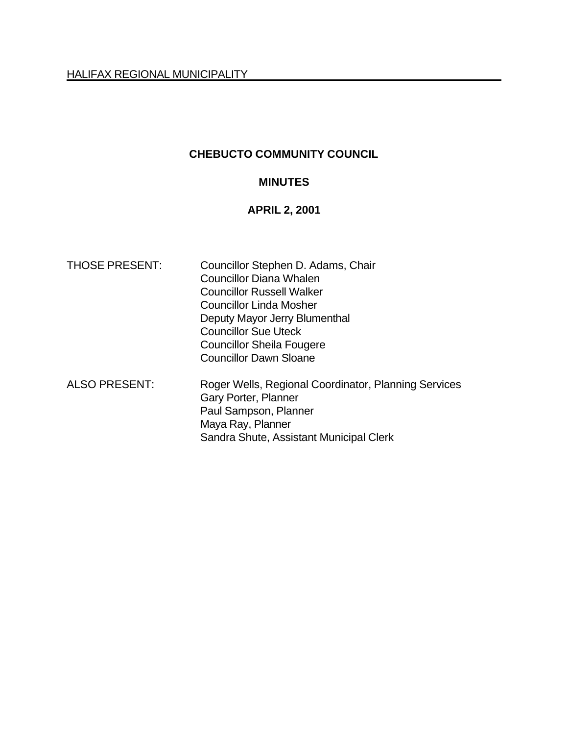HALIFAX REGIONAL MUNICIPALITY

# CHEBUCTO COMMUNITY COUNCIL

## MINUTES

## APRIL 2, 2001

THOSE PRESENT: Councillor Stephen D. Adams, Chair
Councillor Diana Whalen
Councillor Russell Walker
Councillor Linda Mosher
Deputy Mayor Jerry Blumenthal
Councillor Sue Uteck
Councillor Sheila Fougere
Councillor Dawn Sloane

ALSO PRESENT: Roger Wells, Regional Coordinator, Planning Services
Gary Porter, Planner
Paul Sampson, Planner
Maya Ray, Planner
Sandra Shute, Assistant Municipal Clerk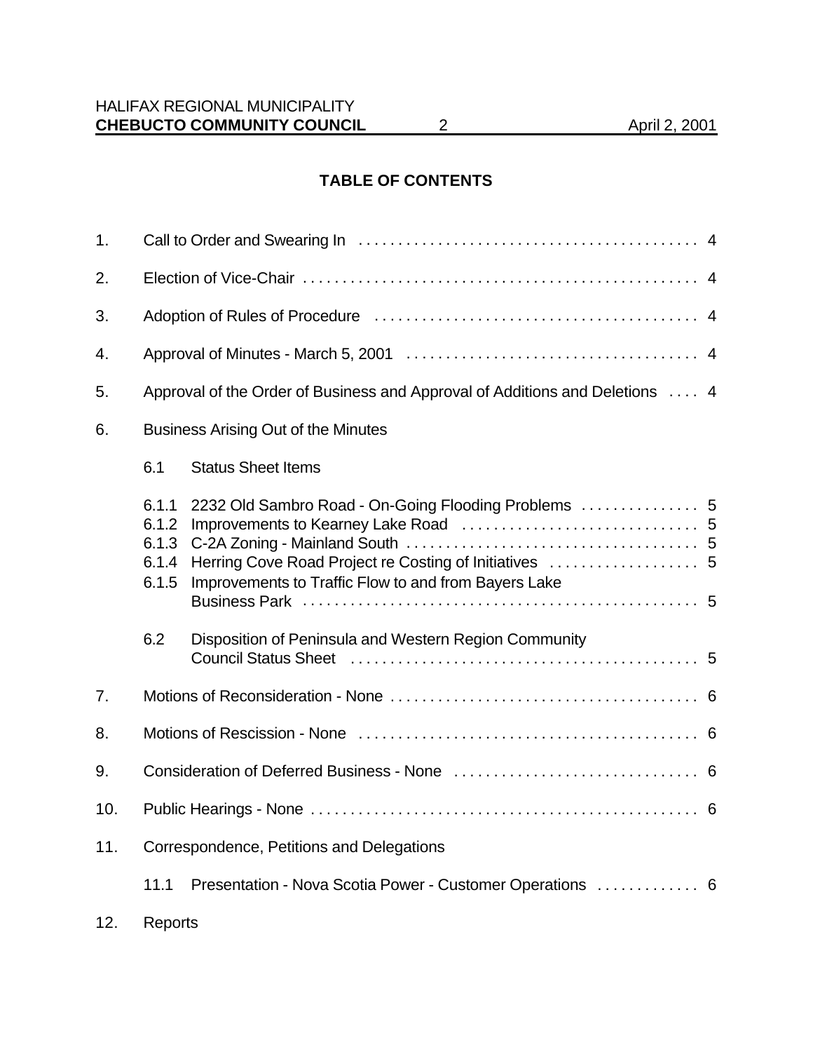## TABLE OF CONTENTS

1. Call to Order and Swearing In . . . . . . . . . . . . . . . . . . . . . . . . . . . . . . . . . . . . . . . . . . 4

2. Election of Vice-Chair . . . . . . . . . . . . . . . . . . . . . . . . . . . . . . . . . . . . . . . . . . . . . . . . . 4

3. Adoption of Rules of Procedure . . . . . . . . . . . . . . . . . . . . . . . . . . . . . . . . . . . . . . . . 4

4. Approval of Minutes - March 5, 2001 . . . . . . . . . . . . . . . . . . . . . . . . . . . . . . . . . . . . 4

5. Approval of the Order of Business and Approval of Additions and Deletions . . . . 4

6. Business Arising Out of the Minutes

   6.1 Status Sheet Items

   6.1.1 2232 Old Sambro Road - On-Going Flooding Problems . . . . . . . . . . . . . . . 5
   6.1.2 Improvements to Kearney Lake Road . . . . . . . . . . . . . . . . . . . . . . . . . . . . . 5
   6.1.3 C-2A Zoning - Mainland South . . . . . . . . . . . . . . . . . . . . . . . . . . . . . . . . . . . 5
   6.1.4 Herring Cove Road Project re Costing of Initiatives . . . . . . . . . . . . . . . . . . . 5
   6.1.5 Improvements to Traffic Flow to and from Bayers Lake Business Park . . . . . . . . . . . . . . . . . . . . . . . . . . . . . . . . . . . . . . . . . . . . . . . . . . 5

   6.2 Disposition of Peninsula and Western Region Community Council Status Sheet . . . . . . . . . . . . . . . . . . . . . . . . . . . . . . . . . . . . . . . . . . . 5

7. Motions of Reconsideration - None . . . . . . . . . . . . . . . . . . . . . . . . . . . . . . . . . . . . . . 6

8. Motions of Rescission - None . . . . . . . . . . . . . . . . . . . . . . . . . . . . . . . . . . . . . . . . . . 6

9. Consideration of Deferred Business - None . . . . . . . . . . . . . . . . . . . . . . . . . . . . . . . 6

10. Public Hearings - None . . . . . . . . . . . . . . . . . . . . . . . . . . . . . . . . . . . . . . . . . . . . . . . . 6

11. Correspondence, Petitions and Delegations

    11.1 Presentation - Nova Scotia Power - Customer Operations . . . . . . . . . . . . 6

12. Reports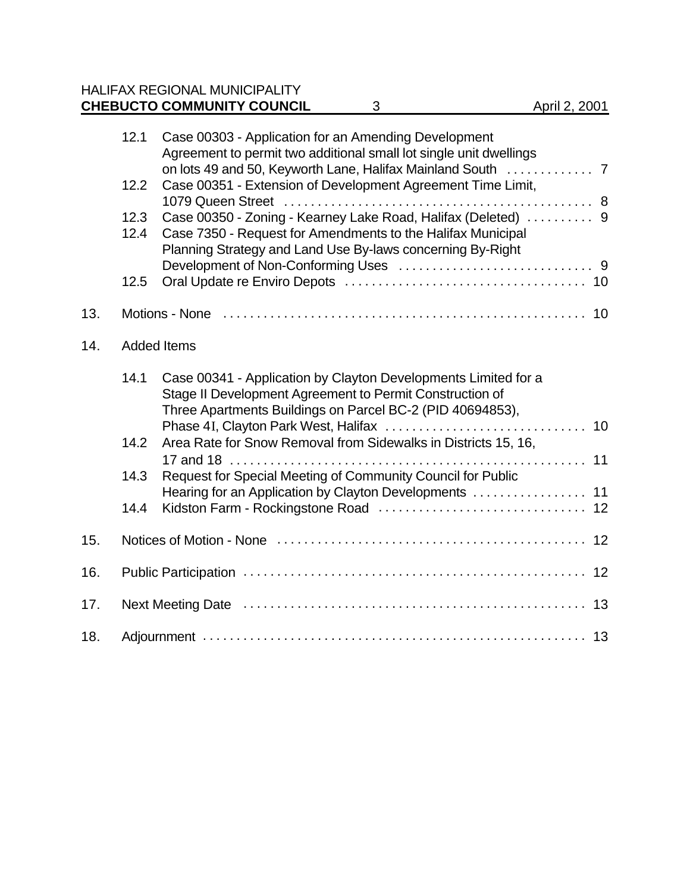12.1 Case 00303 - Application for an Amending Development Agreement to permit two additional small lot single unit dwellings on lots 49 and 50, Keyworth Lane, Halifax Mainland South . . . . . . . . . . . . 7
12.2 Case 00351 - Extension of Development Agreement Time Limit, 1079 Queen Street . . . . . . . . . . . . . . . . . . . . . . . . . . . . . . . . . . . . . . . . . . . . . 8
12.3 Case 00350 - Zoning - Kearney Lake Road, Halifax (Deleted) . . . . . . . . . . 9
12.4 Case 7350 - Request for Amendments to the Halifax Municipal Planning Strategy and Land Use By-laws concerning By-Right Development of Non-Conforming Uses . . . . . . . . . . . . . . . . . . . . . . . . . . . . . 9
12.5 Oral Update re Enviro Depots . . . . . . . . . . . . . . . . . . . . . . . . . . . . . . . . . . . 10

13. Motions - None . . . . . . . . . . . . . . . . . . . . . . . . . . . . . . . . . . . . . . . . . . . . . . . . . . . . 10

14. Added Items

14.1 Case 00341 - Application by Clayton Developments Limited for a Stage II Development Agreement to Permit Construction of Three Apartments Buildings on Parcel BC-2 (PID 40694853), Phase 4I, Clayton Park West, Halifax . . . . . . . . . . . . . . . . . . . . . . . . . . . . . 10
14.2 Area Rate for Snow Removal from Sidewalks in Districts 15, 16, 17 and 18 . . . . . . . . . . . . . . . . . . . . . . . . . . . . . . . . . . . . . . . . . . . . . . . . . . . 11
14.3 Request for Special Meeting of Community Council for Public Hearing for an Application by Clayton Developments . . . . . . . . . . . . . . . . 11
14.4 Kidston Farm - Rockingstone Road . . . . . . . . . . . . . . . . . . . . . . . . . . . . . . 12

15. Notices of Motion - None . . . . . . . . . . . . . . . . . . . . . . . . . . . . . . . . . . . . . . . . . . . . . 12

16. Public Participation . . . . . . . . . . . . . . . . . . . . . . . . . . . . . . . . . . . . . . . . . . . . . . . . . . 12

17. Next Meeting Date . . . . . . . . . . . . . . . . . . . . . . . . . . . . . . . . . . . . . . . . . . . . . . . . . . 13

18. Adjournment . . . . . . . . . . . . . . . . . . . . . . . . . . . . . . . . . . . . . . . . . . . . . . . . . . . . . . . 13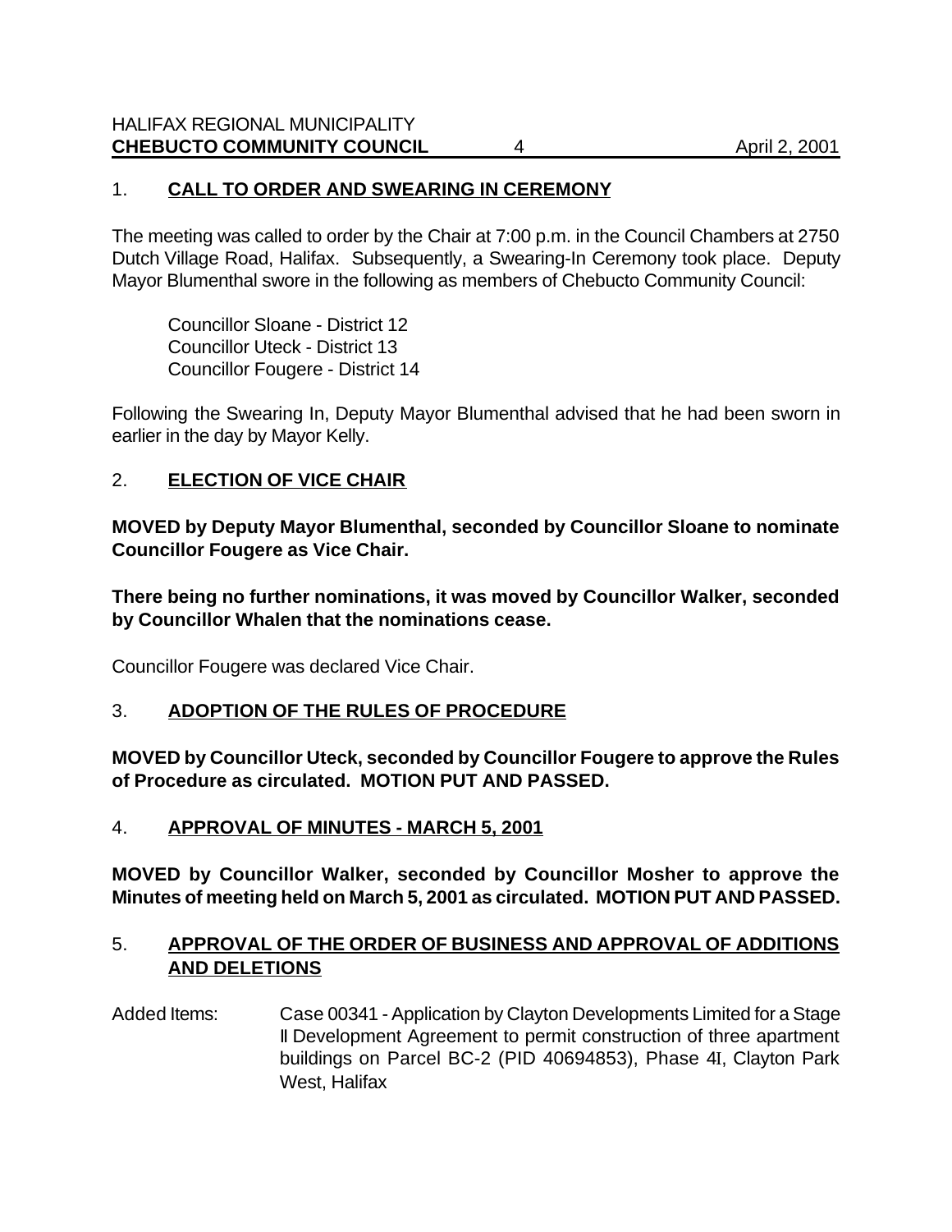## 1. CALL TO ORDER AND SWEARING IN CEREMONY

The meeting was called to order by the Chair at 7:00 p.m. in the Council Chambers at 2750 Dutch Village Road, Halifax. Subsequently, a Swearing-In Ceremony took place. Deputy Mayor Blumenthal swore in the following as members of Chebucto Community Council:

Councillor Sloane - District 12
Councillor Uteck - District 13
Councillor Fougere - District 14

Following the Swearing In, Deputy Mayor Blumenthal advised that he had been sworn in earlier in the day by Mayor Kelly.

## 2. ELECTION OF VICE CHAIR

**MOVED by Deputy Mayor Blumenthal, seconded by Councillor Sloane to nominate Councillor Fougere as Vice Chair.**

**There being no further nominations, it was moved by Councillor Walker, seconded by Councillor Whalen that the nominations cease.**

Councillor Fougere was declared Vice Chair.

## 3. ADOPTION OF THE RULES OF PROCEDURE

**MOVED by Councillor Uteck, seconded by Councillor Fougere to approve the Rules of Procedure as circulated. MOTION PUT AND PASSED.**

## 4. APPROVAL OF MINUTES - MARCH 5, 2001

**MOVED by Councillor Walker, seconded by Councillor Mosher to approve the Minutes of meeting held on March 5, 2001 as circulated. MOTION PUT AND PASSED.**

## 5. APPROVAL OF THE ORDER OF BUSINESS AND APPROVAL OF ADDITIONS AND DELETIONS

Added Items: Case 00341 - Application by Clayton Developments Limited for a Stage II Development Agreement to permit construction of three apartment buildings on Parcel BC-2 (PID 40694853), Phase 4I, Clayton Park West, Halifax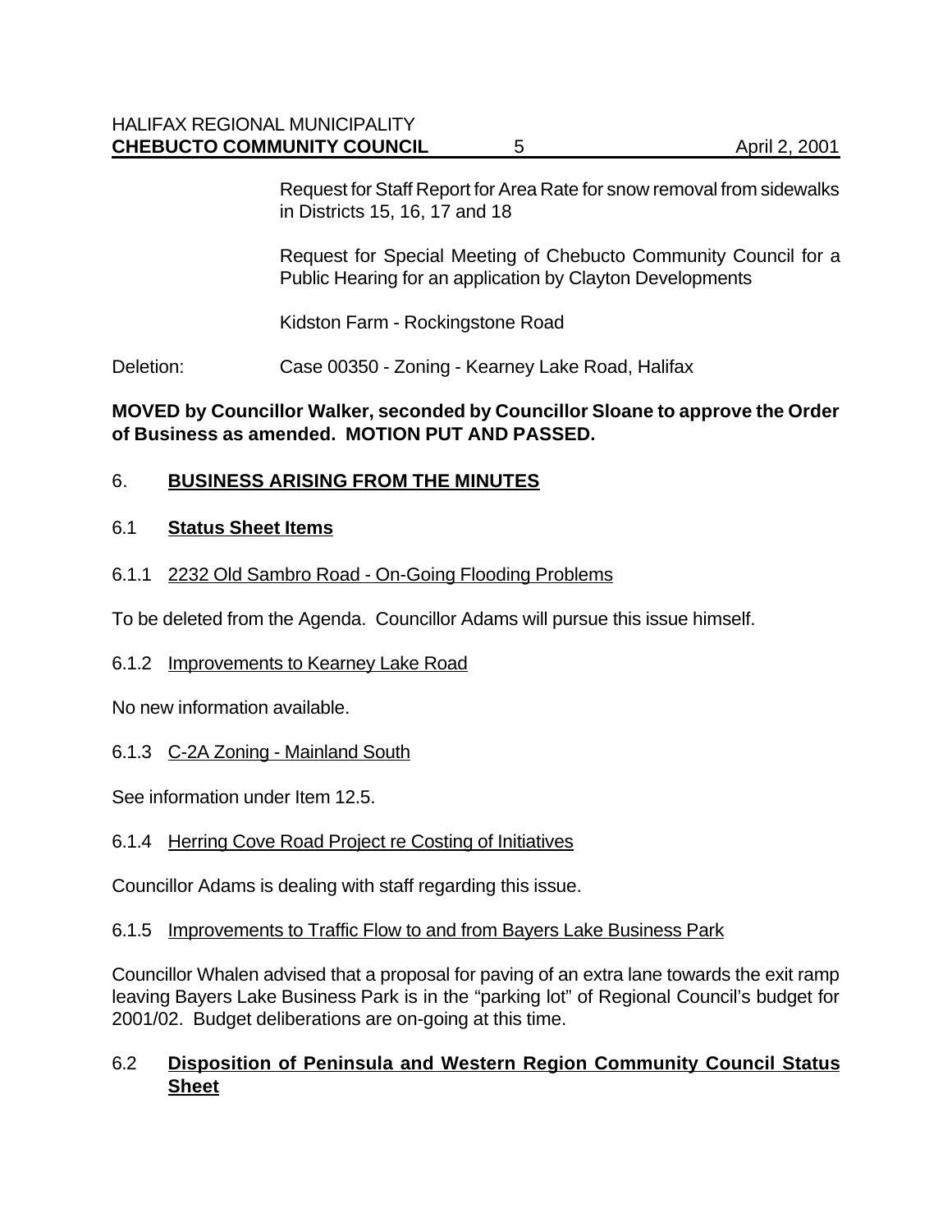Request for Staff Report for Area Rate for snow removal from sidewalks in Districts 15, 16, 17 and 18

Request for Special Meeting of Chebucto Community Council for a Public Hearing for an application by Clayton Developments

Kidston Farm - Rockingstone Road

Deletion: Case 00350 - Zoning - Kearney Lake Road, Halifax

**MOVED by Councillor Walker, seconded by Councillor Sloane to approve the Order of Business as amended. MOTION PUT AND PASSED.**

## 6. BUSINESS ARISING FROM THE MINUTES

### 6.1 Status Sheet Items

6.1.1 2232 Old Sambro Road - On-Going Flooding Problems

To be deleted from the Agenda. Councillor Adams will pursue this issue himself.

6.1.2 Improvements to Kearney Lake Road

No new information available.

6.1.3 C-2A Zoning - Mainland South

See information under Item 12.5.

6.1.4 Herring Cove Road Project re Costing of Initiatives

Councillor Adams is dealing with staff regarding this issue.

6.1.5 Improvements to Traffic Flow to and from Bayers Lake Business Park

Councillor Whalen advised that a proposal for paving of an extra lane towards the exit ramp leaving Bayers Lake Business Park is in the "parking lot" of Regional Council's budget for 2001/02. Budget deliberations are on-going at this time.

### 6.2 Disposition of Peninsula and Western Region Community Council Status Sheet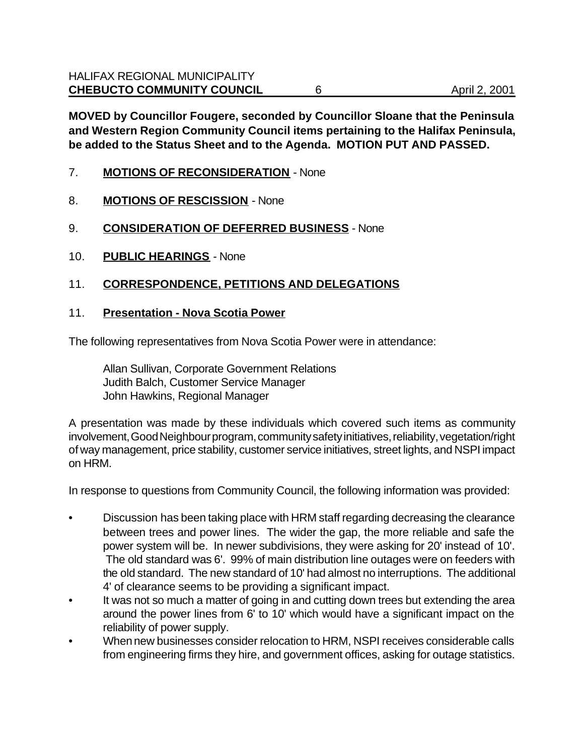**MOVED by Councillor Fougere, seconded by Councillor Sloane that the Peninsula and Western Region Community Council items pertaining to the Halifax Peninsula, be added to the Status Sheet and to the Agenda. MOTION PUT AND PASSED.**

7. **MOTIONS OF RECONSIDERATION** - None

8. **MOTIONS OF RESCISSION** - None

9. **CONSIDERATION OF DEFERRED BUSINESS** - None

10. **PUBLIC HEARINGS** - None

11. **CORRESPONDENCE, PETITIONS AND DELEGATIONS**

11. **Presentation - Nova Scotia Power**

The following representatives from Nova Scotia Power were in attendance:

Allan Sullivan, Corporate Government Relations
Judith Balch, Customer Service Manager
John Hawkins, Regional Manager

A presentation was made by these individuals which covered such items as community involvement, Good Neighbour program, community safety initiatives, reliability, vegetation/right of way management, price stability, customer service initiatives, street lights, and NSPI impact on HRM.

In response to questions from Community Council, the following information was provided:

- Discussion has been taking place with HRM staff regarding decreasing the clearance between trees and power lines. The wider the gap, the more reliable and safe the power system will be. In newer subdivisions, they were asking for 20' instead of 10'. The old standard was 6'. 99% of main distribution line outages were on feeders with the old standard. The new standard of 10' had almost no interruptions. The additional 4' of clearance seems to be providing a significant impact.
- It was not so much a matter of going in and cutting down trees but extending the area around the power lines from 6' to 10' which would have a significant impact on the reliability of power supply.
- When new businesses consider relocation to HRM, NSPI receives considerable calls from engineering firms they hire, and government offices, asking for outage statistics.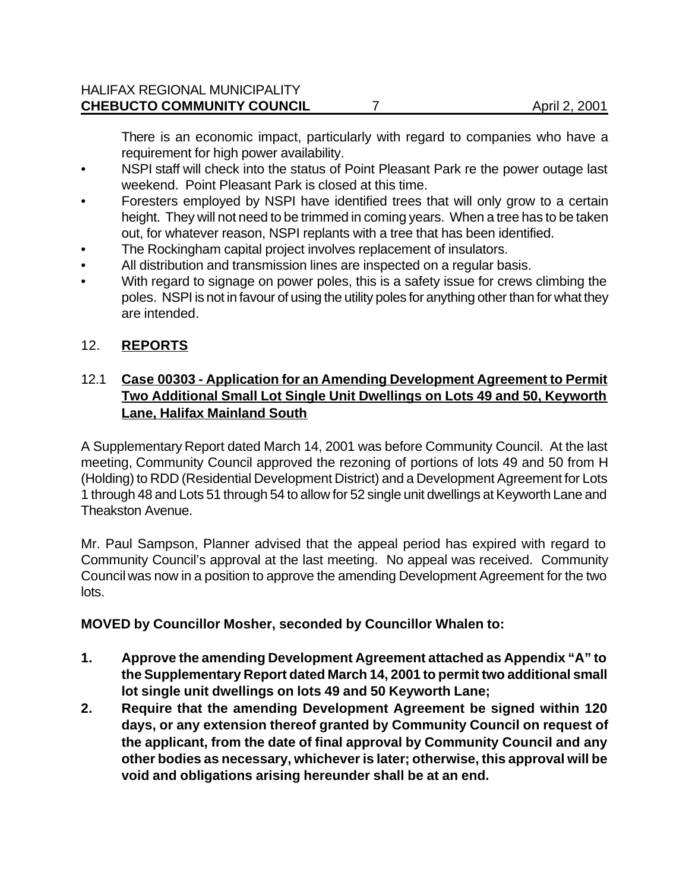There is an economic impact, particularly with regard to companies who have a requirement for high power availability.

- NSPI staff will check into the status of Point Pleasant Park re the power outage last weekend. Point Pleasant Park is closed at this time.
- Foresters employed by NSPI have identified trees that will only grow to a certain height. They will not need to be trimmed in coming years. When a tree has to be taken out, for whatever reason, NSPI replants with a tree that has been identified.
- The Rockingham capital project involves replacement of insulators.
- All distribution and transmission lines are inspected on a regular basis.
- With regard to signage on power poles, this is a safety issue for crews climbing the poles. NSPI is not in favour of using the utility poles for anything other than for what they are intended.

## 12. REPORTS

### 12.1 Case 00303 - Application for an Amending Development Agreement to Permit Two Additional Small Lot Single Unit Dwellings on Lots 49 and 50, Keyworth Lane, Halifax Mainland South

A Supplementary Report dated March 14, 2001 was before Community Council. At the last meeting, Community Council approved the rezoning of portions of lots 49 and 50 from H (Holding) to RDD (Residential Development District) and a Development Agreement for Lots 1 through 48 and Lots 51 through 54 to allow for 52 single unit dwellings at Keyworth Lane and Theakston Avenue.

Mr. Paul Sampson, Planner advised that the appeal period has expired with regard to Community Council's approval at the last meeting. No appeal was received. Community Council was now in a position to approve the amending Development Agreement for the two lots.

**MOVED by Councillor Mosher, seconded by Councillor Whalen to:**

1. **Approve the amending Development Agreement attached as Appendix "A" to the Supplementary Report dated March 14, 2001 to permit two additional small lot single unit dwellings on lots 49 and 50 Keyworth Lane;**
2. **Require that the amending Development Agreement be signed within 120 days, or any extension thereof granted by Community Council on request of the applicant, from the date of final approval by Community Council and any other bodies as necessary, whichever is later; otherwise, this approval will be void and obligations arising hereunder shall be at an end.**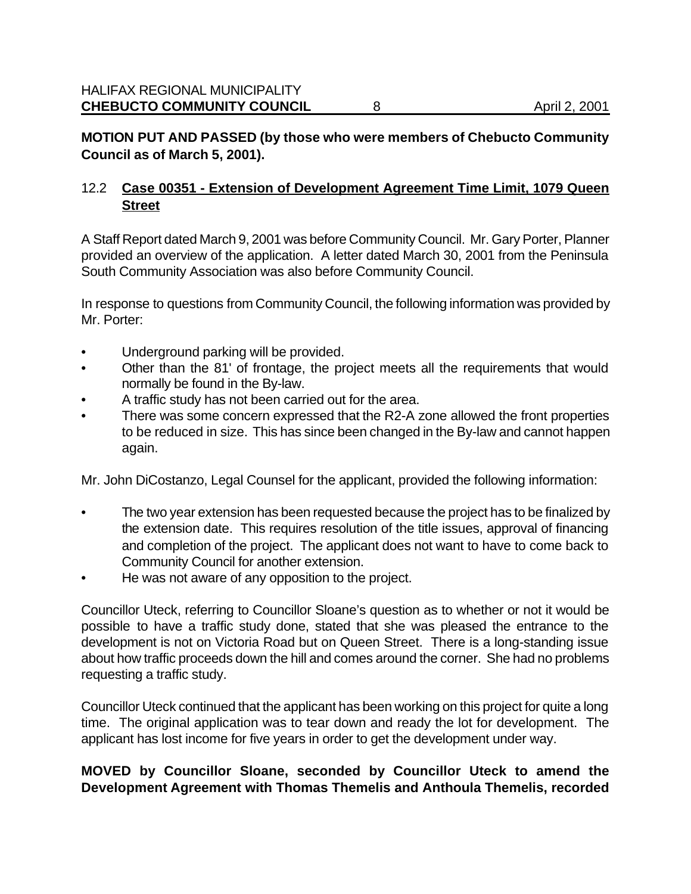**MOTION PUT AND PASSED (by those who were members of Chebucto Community Council as of March 5, 2001).**

12.2 **Case 00351 - Extension of Development Agreement Time Limit, 1079 Queen Street**

A Staff Report dated March 9, 2001 was before Community Council. Mr. Gary Porter, Planner provided an overview of the application. A letter dated March 30, 2001 from the Peninsula South Community Association was also before Community Council.

In response to questions from Community Council, the following information was provided by Mr. Porter:

- Underground parking will be provided.
- Other than the 81' of frontage, the project meets all the requirements that would normally be found in the By-law.
- A traffic study has not been carried out for the area.
- There was some concern expressed that the R2-A zone allowed the front properties to be reduced in size. This has since been changed in the By-law and cannot happen again.

Mr. John DiCostanzo, Legal Counsel for the applicant, provided the following information:

- The two year extension has been requested because the project has to be finalized by the extension date. This requires resolution of the title issues, approval of financing and completion of the project. The applicant does not want to have to come back to Community Council for another extension.
- He was not aware of any opposition to the project.

Councillor Uteck, referring to Councillor Sloane's question as to whether or not it would be possible to have a traffic study done, stated that she was pleased the entrance to the development is not on Victoria Road but on Queen Street. There is a long-standing issue about how traffic proceeds down the hill and comes around the corner. She had no problems requesting a traffic study.

Councillor Uteck continued that the applicant has been working on this project for quite a long time. The original application was to tear down and ready the lot for development. The applicant has lost income for five years in order to get the development under way.

**MOVED by Councillor Sloane, seconded by Councillor Uteck to amend the Development Agreement with Thomas Themelis and Anthoula Themelis, recorded**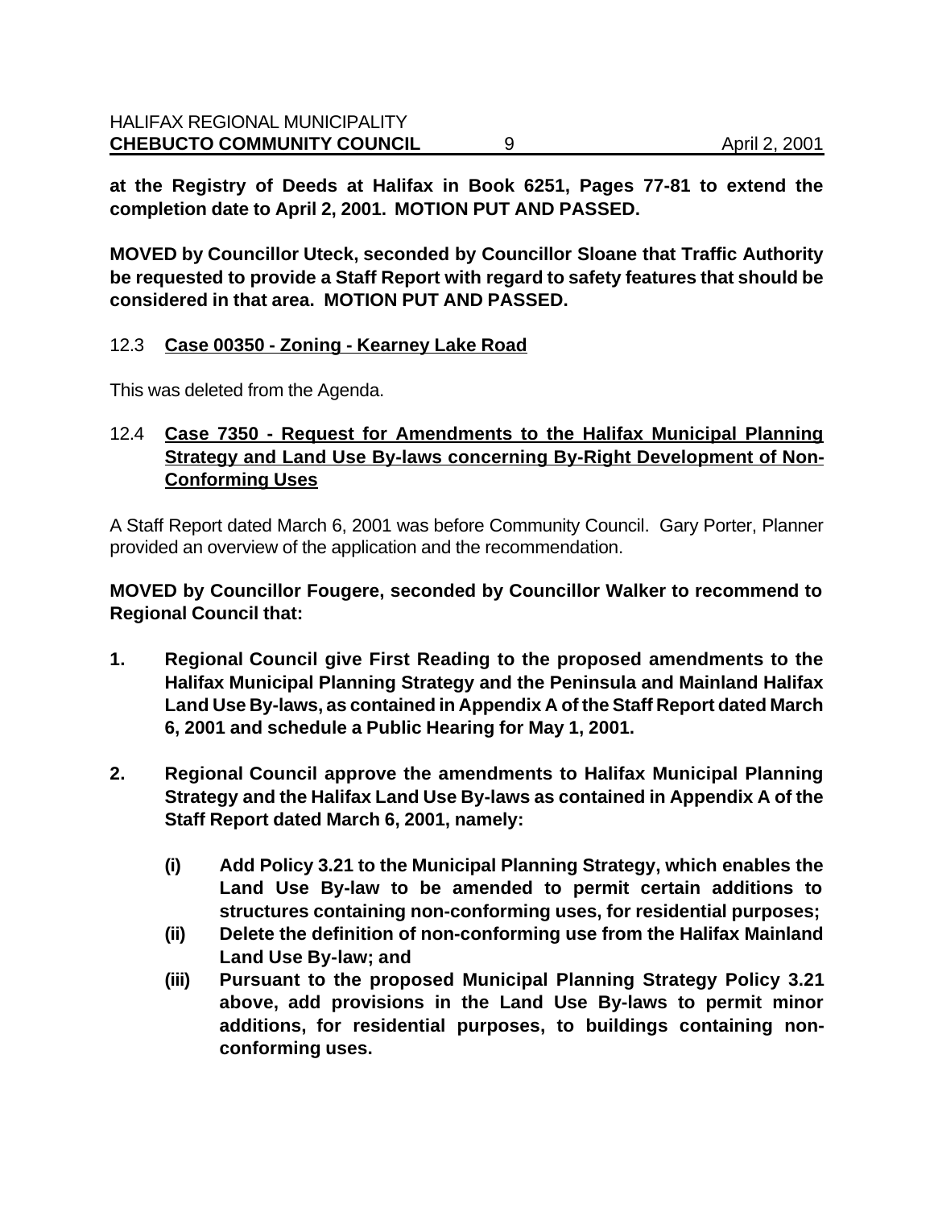**at the Registry of Deeds at Halifax in Book 6251, Pages 77-81 to extend the completion date to April 2, 2001. MOTION PUT AND PASSED.**

**MOVED by Councillor Uteck, seconded by Councillor Sloane that Traffic Authority be requested to provide a Staff Report with regard to safety features that should be considered in that area. MOTION PUT AND PASSED.**

12.3 **Case 00350 - Zoning - Kearney Lake Road**

This was deleted from the Agenda.

12.4 **Case 7350 - Request for Amendments to the Halifax Municipal Planning Strategy and Land Use By-laws concerning By-Right Development of Non-Conforming Uses**

A Staff Report dated March 6, 2001 was before Community Council. Gary Porter, Planner provided an overview of the application and the recommendation.

**MOVED by Councillor Fougere, seconded by Councillor Walker to recommend to Regional Council that:**

**1. Regional Council give First Reading to the proposed amendments to the Halifax Municipal Planning Strategy and the Peninsula and Mainland Halifax Land Use By-laws, as contained in Appendix A of the Staff Report dated March 6, 2001 and schedule a Public Hearing for May 1, 2001.**

**2. Regional Council approve the amendments to Halifax Municipal Planning Strategy and the Halifax Land Use By-laws as contained in Appendix A of the Staff Report dated March 6, 2001, namely:**

   **(i) Add Policy 3.21 to the Municipal Planning Strategy, which enables the Land Use By-law to be amended to permit certain additions to structures containing non-conforming uses, for residential purposes;**

   **(ii) Delete the definition of non-conforming use from the Halifax Mainland Land Use By-law; and**

   **(iii) Pursuant to the proposed Municipal Planning Strategy Policy 3.21 above, add provisions in the Land Use By-laws to permit minor additions, for residential purposes, to buildings containing non-conforming uses.**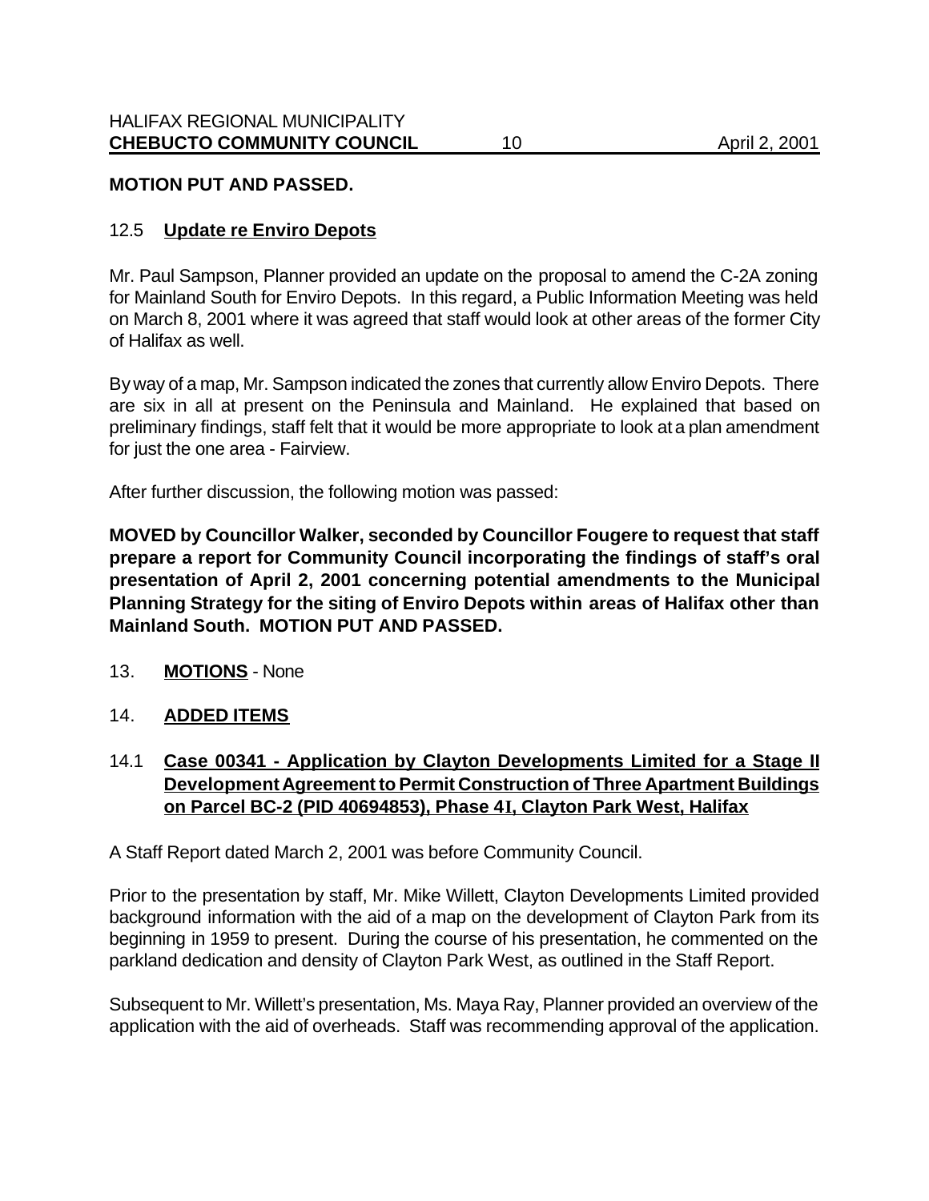**MOTION PUT AND PASSED.**

12.5 **Update re Enviro Depots**

Mr. Paul Sampson, Planner provided an update on the proposal to amend the C-2A zoning for Mainland South for Enviro Depots. In this regard, a Public Information Meeting was held on March 8, 2001 where it was agreed that staff would look at other areas of the former City of Halifax as well.

By way of a map, Mr. Sampson indicated the zones that currently allow Enviro Depots. There are six in all at present on the Peninsula and Mainland. He explained that based on preliminary findings, staff felt that it would be more appropriate to look at a plan amendment for just the one area - Fairview.

After further discussion, the following motion was passed:

**MOVED by Councillor Walker, seconded by Councillor Fougere to request that staff prepare a report for Community Council incorporating the findings of staff's oral presentation of April 2, 2001 concerning potential amendments to the Municipal Planning Strategy for the siting of Enviro Depots within areas of Halifax other than Mainland South. MOTION PUT AND PASSED.**

13. **MOTIONS** - None

14. **ADDED ITEMS**

14.1 **Case 00341 - Application by Clayton Developments Limited for a Stage II Development Agreement to Permit Construction of Three Apartment Buildings on Parcel BC-2 (PID 40694853), Phase 4I, Clayton Park West, Halifax**

A Staff Report dated March 2, 2001 was before Community Council.

Prior to the presentation by staff, Mr. Mike Willett, Clayton Developments Limited provided background information with the aid of a map on the development of Clayton Park from its beginning in 1959 to present. During the course of his presentation, he commented on the parkland dedication and density of Clayton Park West, as outlined in the Staff Report.

Subsequent to Mr. Willett's presentation, Ms. Maya Ray, Planner provided an overview of the application with the aid of overheads. Staff was recommending approval of the application.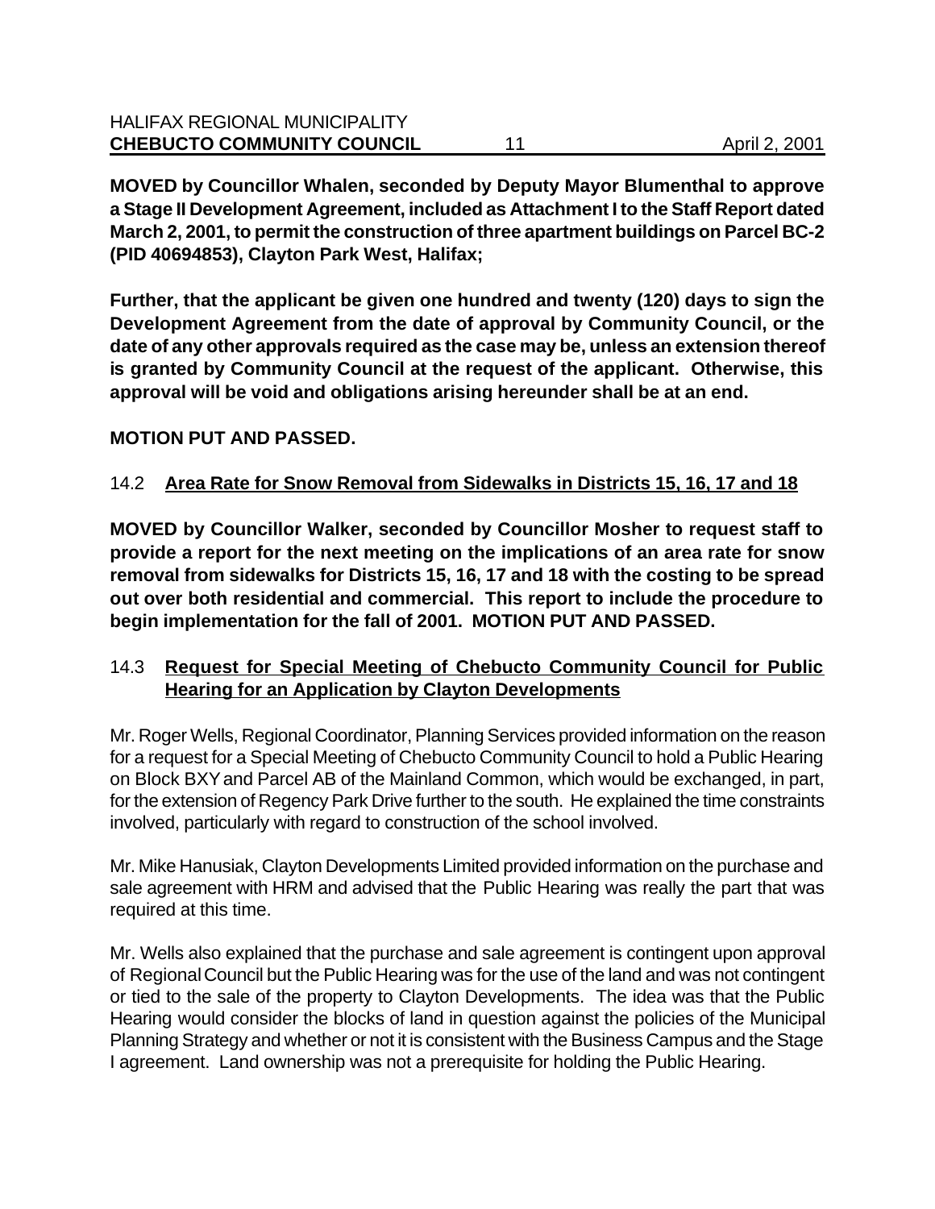**MOVED by Councillor Whalen, seconded by Deputy Mayor Blumenthal to approve a Stage II Development Agreement, included as Attachment I to the Staff Report dated March 2, 2001, to permit the construction of three apartment buildings on Parcel BC-2 (PID 40694853), Clayton Park West, Halifax;**

**Further, that the applicant be given one hundred and twenty (120) days to sign the Development Agreement from the date of approval by Community Council, or the date of any other approvals required as the case may be, unless an extension thereof is granted by Community Council at the request of the applicant. Otherwise, this approval will be void and obligations arising hereunder shall be at an end.**

**MOTION PUT AND PASSED.**

14.2 **Area Rate for Snow Removal from Sidewalks in Districts 15, 16, 17 and 18**

**MOVED by Councillor Walker, seconded by Councillor Mosher to request staff to provide a report for the next meeting on the implications of an area rate for snow removal from sidewalks for Districts 15, 16, 17 and 18 with the costing to be spread out over both residential and commercial. This report to include the procedure to begin implementation for the fall of 2001. MOTION PUT AND PASSED.**

14.3 **Request for Special Meeting of Chebucto Community Council for Public Hearing for an Application by Clayton Developments**

Mr. Roger Wells, Regional Coordinator, Planning Services provided information on the reason for a request for a Special Meeting of Chebucto Community Council to hold a Public Hearing on Block BXY and Parcel AB of the Mainland Common, which would be exchanged, in part, for the extension of Regency Park Drive further to the south. He explained the time constraints involved, particularly with regard to construction of the school involved.

Mr. Mike Hanusiak, Clayton Developments Limited provided information on the purchase and sale agreement with HRM and advised that the Public Hearing was really the part that was required at this time.

Mr. Wells also explained that the purchase and sale agreement is contingent upon approval of Regional Council but the Public Hearing was for the use of the land and was not contingent or tied to the sale of the property to Clayton Developments. The idea was that the Public Hearing would consider the blocks of land in question against the policies of the Municipal Planning Strategy and whether or not it is consistent with the Business Campus and the Stage I agreement. Land ownership was not a prerequisite for holding the Public Hearing.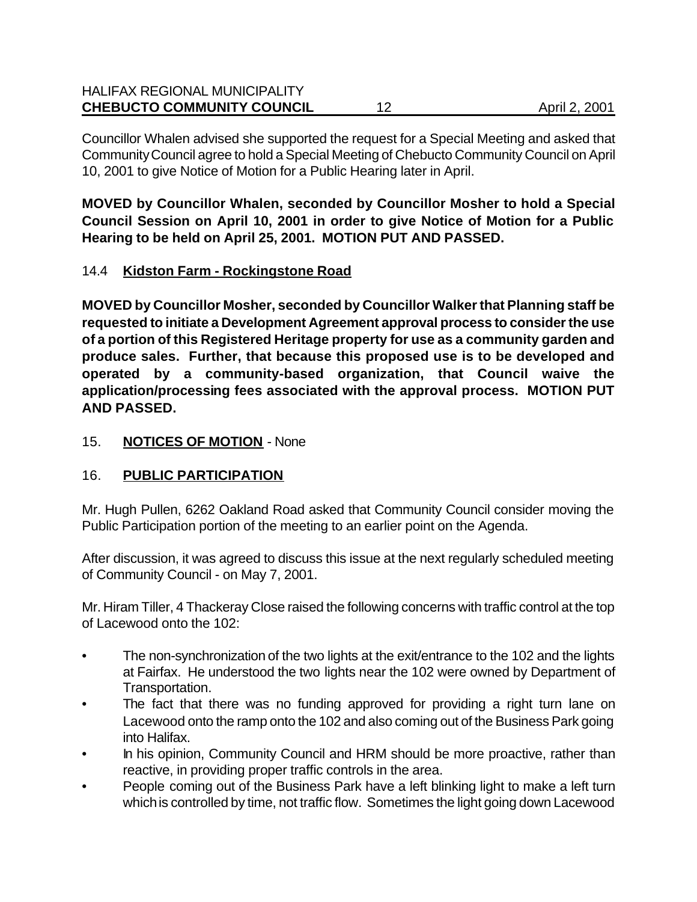Councillor Whalen advised she supported the request for a Special Meeting and asked that Community Council agree to hold a Special Meeting of Chebucto Community Council on April 10, 2001 to give Notice of Motion for a Public Hearing later in April.

**MOVED by Councillor Whalen, seconded by Councillor Mosher to hold a Special Council Session on April 10, 2001 in order to give Notice of Motion for a Public Hearing to be held on April 25, 2001. MOTION PUT AND PASSED.**

14.4 **Kidston Farm - Rockingstone Road**

**MOVED by Councillor Mosher, seconded by Councillor Walker that Planning staff be requested to initiate a Development Agreement approval process to consider the use of a portion of this Registered Heritage property for use as a community garden and produce sales. Further, that because this proposed use is to be developed and operated by a community-based organization, that Council waive the application/processing fees associated with the approval process. MOTION PUT AND PASSED.**

15. **NOTICES OF MOTION** - None

16. **PUBLIC PARTICIPATION**

Mr. Hugh Pullen, 6262 Oakland Road asked that Community Council consider moving the Public Participation portion of the meeting to an earlier point on the Agenda.

After discussion, it was agreed to discuss this issue at the next regularly scheduled meeting of Community Council - on May 7, 2001.

Mr. Hiram Tiller, 4 Thackeray Close raised the following concerns with traffic control at the top of Lacewood onto the 102:

- The non-synchronization of the two lights at the exit/entrance to the 102 and the lights at Fairfax. He understood the two lights near the 102 were owned by Department of Transportation.
- The fact that there was no funding approved for providing a right turn lane on Lacewood onto the ramp onto the 102 and also coming out of the Business Park going into Halifax.
- In his opinion, Community Council and HRM should be more proactive, rather than reactive, in providing proper traffic controls in the area.
- People coming out of the Business Park have a left blinking light to make a left turn which is controlled by time, not traffic flow. Sometimes the light going down Lacewood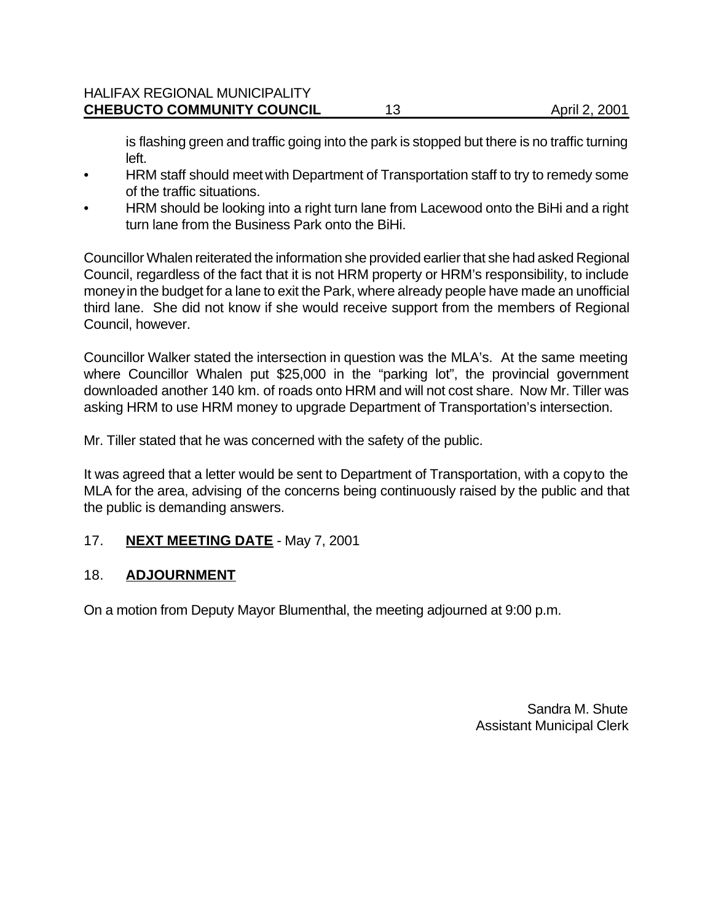is flashing green and traffic going into the park is stopped but there is no traffic turning left.

- HRM staff should meet with Department of Transportation staff to try to remedy some of the traffic situations.
- HRM should be looking into a right turn lane from Lacewood onto the BiHi and a right turn lane from the Business Park onto the BiHi.

Councillor Whalen reiterated the information she provided earlier that she had asked Regional Council, regardless of the fact that it is not HRM property or HRM's responsibility, to include money in the budget for a lane to exit the Park, where already people have made an unofficial third lane. She did not know if she would receive support from the members of Regional Council, however.

Councillor Walker stated the intersection in question was the MLA's. At the same meeting where Councillor Whalen put $25,000 in the "parking lot", the provincial government downloaded another 140 km. of roads onto HRM and will not cost share. Now Mr. Tiller was asking HRM to use HRM money to upgrade Department of Transportation's intersection.

Mr. Tiller stated that he was concerned with the safety of the public.

It was agreed that a letter would be sent to Department of Transportation, with a copy to the MLA for the area, advising of the concerns being continuously raised by the public and that the public is demanding answers.

## 17. **NEXT MEETING DATE** - May 7, 2001

## 18. **ADJOURNMENT**

On a motion from Deputy Mayor Blumenthal, the meeting adjourned at 9:00 p.m.

Sandra M. Shute
Assistant Municipal Clerk